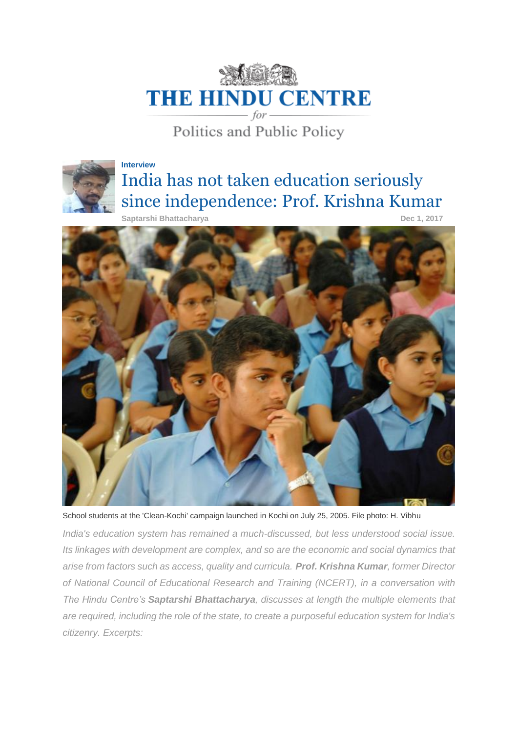# THE HINDU CENTRE for Politics and Public Policy

**Interview**

# India has not taken education seriously since independence: Prof. Krishna Kumar

**Saptarshi Bhattacharya** **Dec 1, 2017**

School students at the 'Clean-Kochi' campaign launched in Kochi on July 25, 2005. File photo: H. Vibhu

*India's education system has remained a much-discussed, but less understood social issue. Its linkages with development are complex, and so are the economic and social dynamics that arise from factors such as access, quality and curricula.* ***Prof. Krishna Kumar****, former Director of National Council of Educational Research and Training (NCERT), in a conversation with The Hindu Centre's* ***Saptarshi Bhattacharya****, discusses at length the multiple elements that are required, including the role of the state, to create a purposeful education system for India's citizenry. Excerpts:*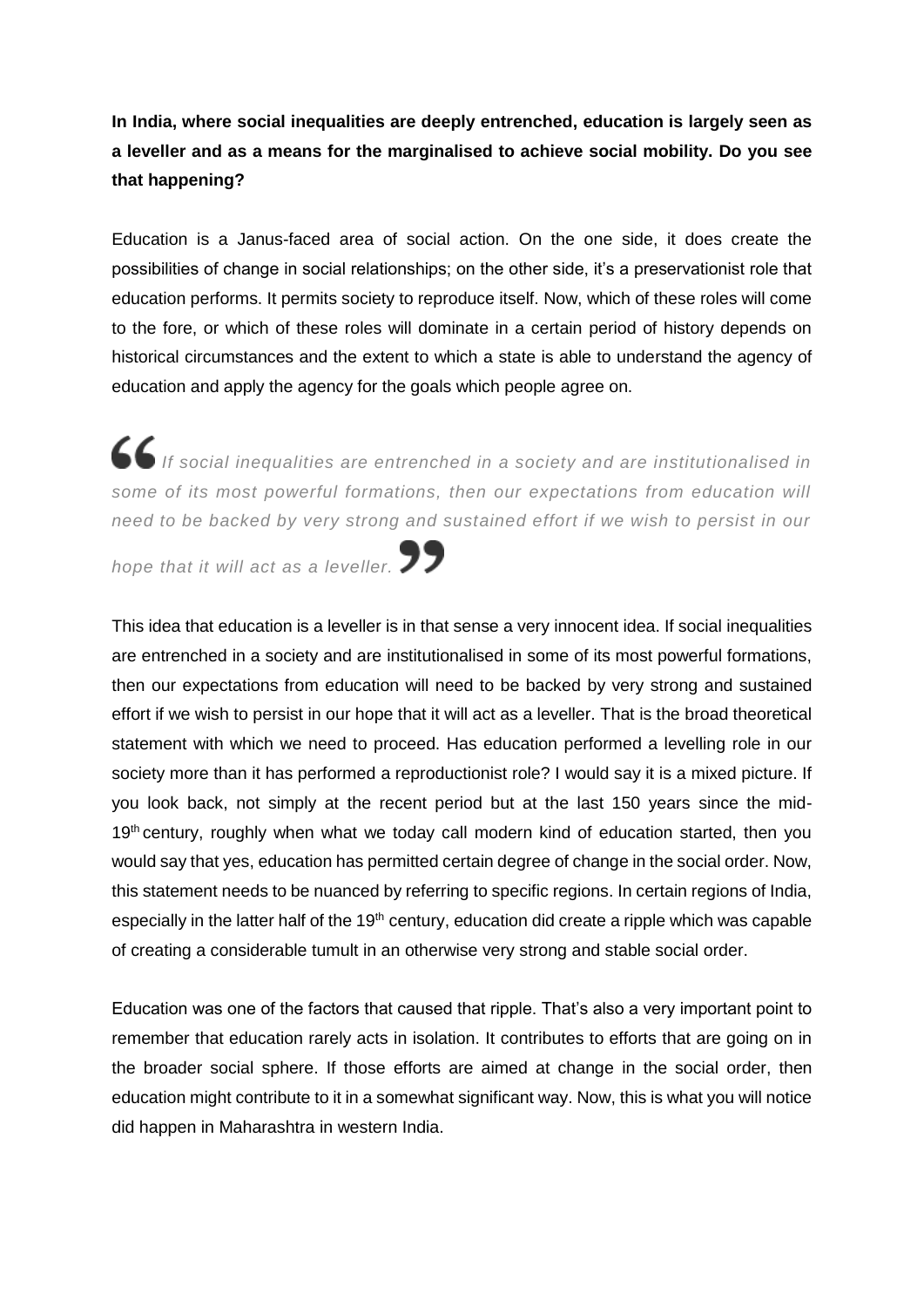**In India, where social inequalities are deeply entrenched, education is largely seen as a leveller and as a means for the marginalised to achieve social mobility. Do you see that happening?**

Education is a Janus-faced area of social action. On the one side, it does create the possibilities of change in social relationships; on the other side, it's a preservationist role that education performs. It permits society to reproduce itself. Now, which of these roles will come to the fore, or which of these roles will dominate in a certain period of history depends on historical circumstances and the extent to which a state is able to understand the agency of education and apply the agency for the goals which people agree on.

> *If social inequalities are entrenched in a society and are institutionalised in some of its most powerful formations, then our expectations from education will need to be backed by very strong and sustained effort if we wish to persist in our hope that it will act as a leveller.*

This idea that education is a leveller is in that sense a very innocent idea. If social inequalities are entrenched in a society and are institutionalised in some of its most powerful formations, then our expectations from education will need to be backed by very strong and sustained effort if we wish to persist in our hope that it will act as a leveller. That is the broad theoretical statement with which we need to proceed. Has education performed a levelling role in our society more than it has performed a reproductionist role? I would say it is a mixed picture. If you look back, not simply at the recent period but at the last 150 years since the mid-19th century, roughly when what we today call modern kind of education started, then you would say that yes, education has permitted certain degree of change in the social order. Now, this statement needs to be nuanced by referring to specific regions. In certain regions of India, especially in the latter half of the 19th century, education did create a ripple which was capable of creating a considerable tumult in an otherwise very strong and stable social order.

Education was one of the factors that caused that ripple. That's also a very important point to remember that education rarely acts in isolation. It contributes to efforts that are going on in the broader social sphere. If those efforts are aimed at change in the social order, then education might contribute to it in a somewhat significant way. Now, this is what you will notice did happen in Maharashtra in western India.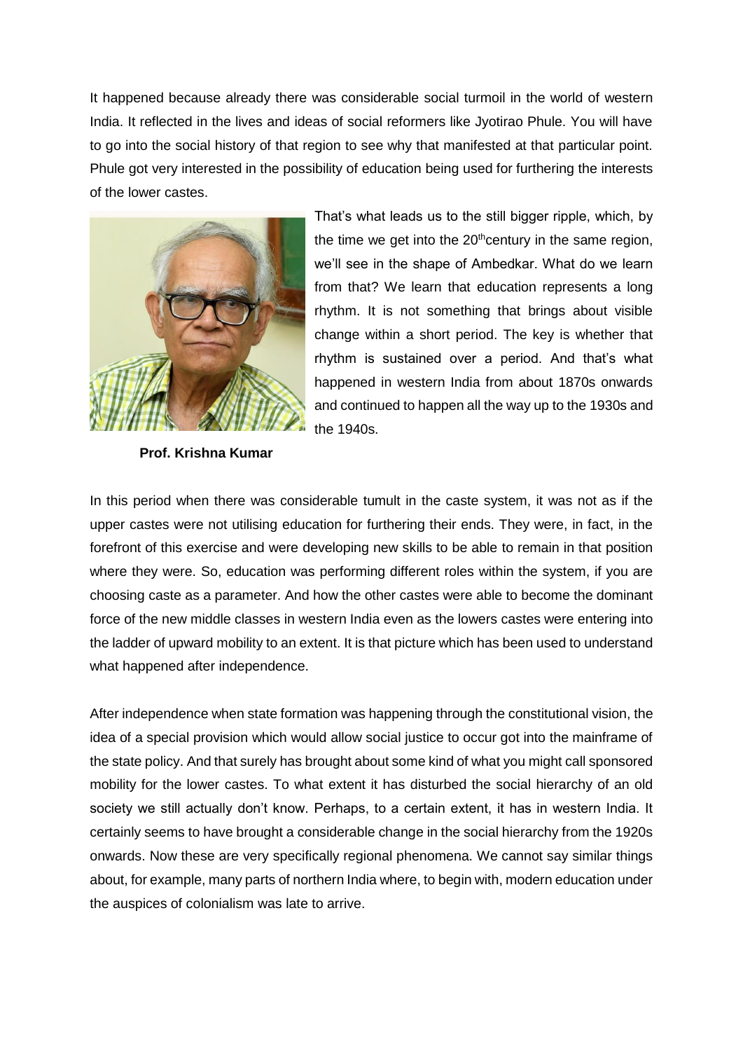It happened because already there was considerable social turmoil in the world of western India. It reflected in the lives and ideas of social reformers like Jyotirao Phule. You will have to go into the social history of that region to see why that manifested at that particular point. Phule got very interested in the possibility of education being used for furthering the interests of the lower castes.

**Prof. Krishna Kumar**

That's what leads us to the still bigger ripple, which, by the time we get into the 20thcentury in the same region, we'll see in the shape of Ambedkar. What do we learn from that? We learn that education represents a long rhythm. It is not something that brings about visible change within a short period. The key is whether that rhythm is sustained over a period. And that's what happened in western India from about 1870s onwards and continued to happen all the way up to the 1930s and the 1940s.

In this period when there was considerable tumult in the caste system, it was not as if the upper castes were not utilising education for furthering their ends. They were, in fact, in the forefront of this exercise and were developing new skills to be able to remain in that position where they were. So, education was performing different roles within the system, if you are choosing caste as a parameter. And how the other castes were able to become the dominant force of the new middle classes in western India even as the lowers castes were entering into the ladder of upward mobility to an extent. It is that picture which has been used to understand what happened after independence.

After independence when state formation was happening through the constitutional vision, the idea of a special provision which would allow social justice to occur got into the mainframe of the state policy. And that surely has brought about some kind of what you might call sponsored mobility for the lower castes. To what extent it has disturbed the social hierarchy of an old society we still actually don't know. Perhaps, to a certain extent, it has in western India. It certainly seems to have brought a considerable change in the social hierarchy from the 1920s onwards. Now these are very specifically regional phenomena. We cannot say similar things about, for example, many parts of northern India where, to begin with, modern education under the auspices of colonialism was late to arrive.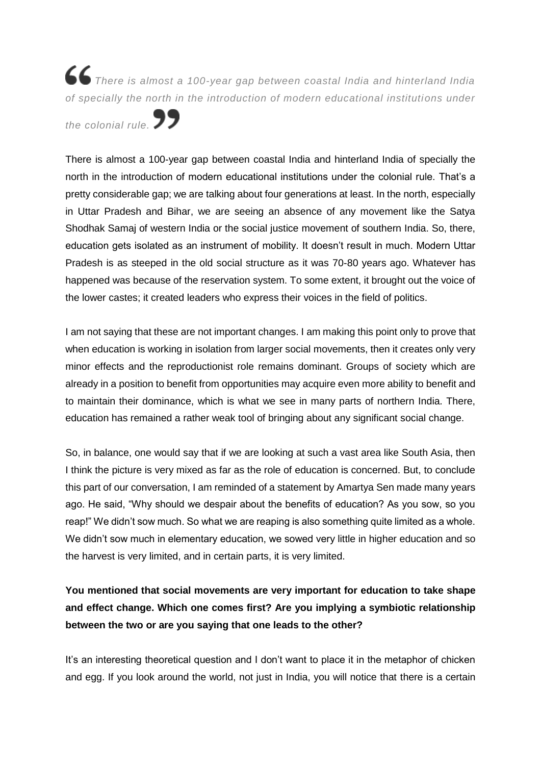> *There is almost a 100-year gap between coastal India and hinterland India of specially the north in the introduction of modern educational institutions under the colonial rule.*

There is almost a 100-year gap between coastal India and hinterland India of specially the north in the introduction of modern educational institutions under the colonial rule. That's a pretty considerable gap; we are talking about four generations at least. In the north, especially in Uttar Pradesh and Bihar, we are seeing an absence of any movement like the Satya Shodhak Samaj of western India or the social justice movement of southern India. So, there, education gets isolated as an instrument of mobility. It doesn't result in much. Modern Uttar Pradesh is as steeped in the old social structure as it was 70-80 years ago. Whatever has happened was because of the reservation system. To some extent, it brought out the voice of the lower castes; it created leaders who express their voices in the field of politics.

I am not saying that these are not important changes. I am making this point only to prove that when education is working in isolation from larger social movements, then it creates only very minor effects and the reproductionist role remains dominant. Groups of society which are already in a position to benefit from opportunities may acquire even more ability to benefit and to maintain their dominance, which is what we see in many parts of northern India. There, education has remained a rather weak tool of bringing about any significant social change.

So, in balance, one would say that if we are looking at such a vast area like South Asia, then I think the picture is very mixed as far as the role of education is concerned. But, to conclude this part of our conversation, I am reminded of a statement by Amartya Sen made many years ago. He said, "Why should we despair about the benefits of education? As you sow, so you reap!" We didn't sow much. So what we are reaping is also something quite limited as a whole. We didn't sow much in elementary education, we sowed very little in higher education and so the harvest is very limited, and in certain parts, it is very limited.

**You mentioned that social movements are very important for education to take shape and effect change. Which one comes first? Are you implying a symbiotic relationship between the two or are you saying that one leads to the other?**

It's an interesting theoretical question and I don't want to place it in the metaphor of chicken and egg. If you look around the world, not just in India, you will notice that there is a certain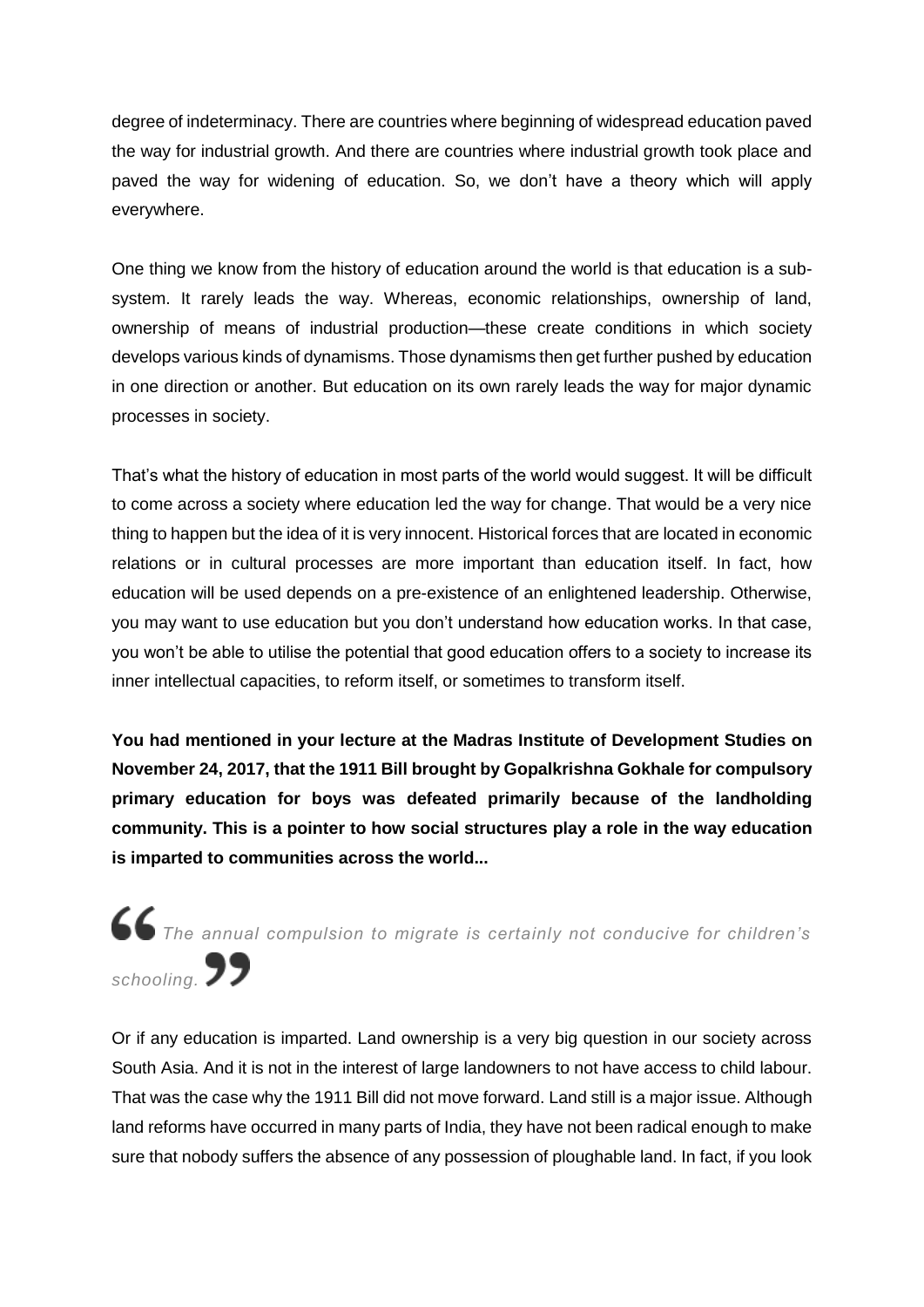degree of indeterminacy. There are countries where beginning of widespread education paved the way for industrial growth. And there are countries where industrial growth took place and paved the way for widening of education. So, we don't have a theory which will apply everywhere.

One thing we know from the history of education around the world is that education is a sub-system. It rarely leads the way. Whereas, economic relationships, ownership of land, ownership of means of industrial production—these create conditions in which society develops various kinds of dynamisms. Those dynamisms then get further pushed by education in one direction or another. But education on its own rarely leads the way for major dynamic processes in society.

That's what the history of education in most parts of the world would suggest. It will be difficult to come across a society where education led the way for change. That would be a very nice thing to happen but the idea of it is very innocent. Historical forces that are located in economic relations or in cultural processes are more important than education itself. In fact, how education will be used depends on a pre-existence of an enlightened leadership. Otherwise, you may want to use education but you don't understand how education works. In that case, you won't be able to utilise the potential that good education offers to a society to increase its inner intellectual capacities, to reform itself, or sometimes to transform itself.

**You had mentioned in your lecture at the Madras Institute of Development Studies on November 24, 2017, that the 1911 Bill brought by Gopalkrishna Gokhale for compulsory primary education for boys was defeated primarily because of the landholding community. This is a pointer to how social structures play a role in the way education is imparted to communities across the world...**

> “*The annual compulsion to migrate is certainly not conducive for children's schooling.*”

Or if any education is imparted. Land ownership is a very big question in our society across South Asia. And it is not in the interest of large landowners to not have access to child labour. That was the case why the 1911 Bill did not move forward. Land still is a major issue. Although land reforms have occurred in many parts of India, they have not been radical enough to make sure that nobody suffers the absence of any possession of ploughable land. In fact, if you look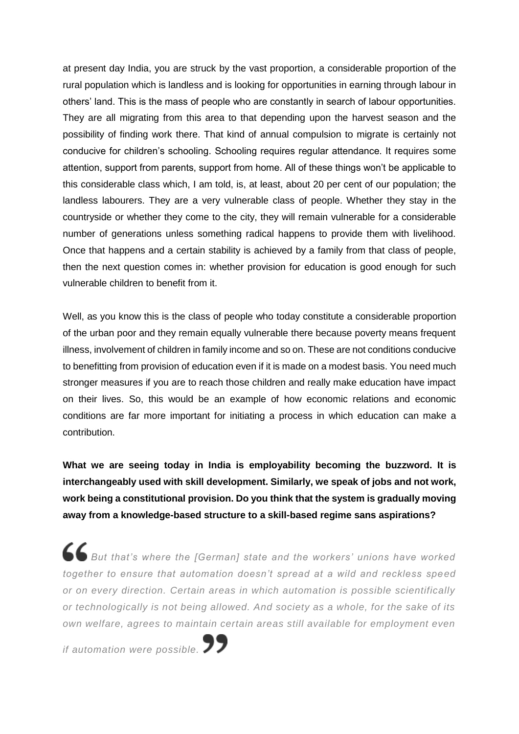at present day India, you are struck by the vast proportion, a considerable proportion of the rural population which is landless and is looking for opportunities in earning through labour in others' land. This is the mass of people who are constantly in search of labour opportunities. They are all migrating from this area to that depending upon the harvest season and the possibility of finding work there. That kind of annual compulsion to migrate is certainly not conducive for children's schooling. Schooling requires regular attendance. It requires some attention, support from parents, support from home. All of these things won't be applicable to this considerable class which, I am told, is, at least, about 20 per cent of our population; the landless labourers. They are a very vulnerable class of people. Whether they stay in the countryside or whether they come to the city, they will remain vulnerable for a considerable number of generations unless something radical happens to provide them with livelihood. Once that happens and a certain stability is achieved by a family from that class of people, then the next question comes in: whether provision for education is good enough for such vulnerable children to benefit from it.

Well, as you know this is the class of people who today constitute a considerable proportion of the urban poor and they remain equally vulnerable there because poverty means frequent illness, involvement of children in family income and so on. These are not conditions conducive to benefitting from provision of education even if it is made on a modest basis. You need much stronger measures if you are to reach those children and really make education have impact on their lives. So, this would be an example of how economic relations and economic conditions are far more important for initiating a process in which education can make a contribution.

**What we are seeing today in India is employability becoming the buzzword. It is interchangeably used with skill development. Similarly, we speak of jobs and not work, work being a constitutional provision. Do you think that the system is gradually moving away from a knowledge-based structure to a skill-based regime sans aspirations?**

> *But that's where the [German] state and the workers' unions have worked together to ensure that automation doesn't spread at a wild and reckless speed or on every direction. Certain areas in which automation is possible scientifically or technologically is not being allowed. And society as a whole, for the sake of its own welfare, agrees to maintain certain areas still available for employment even if automation were possible.*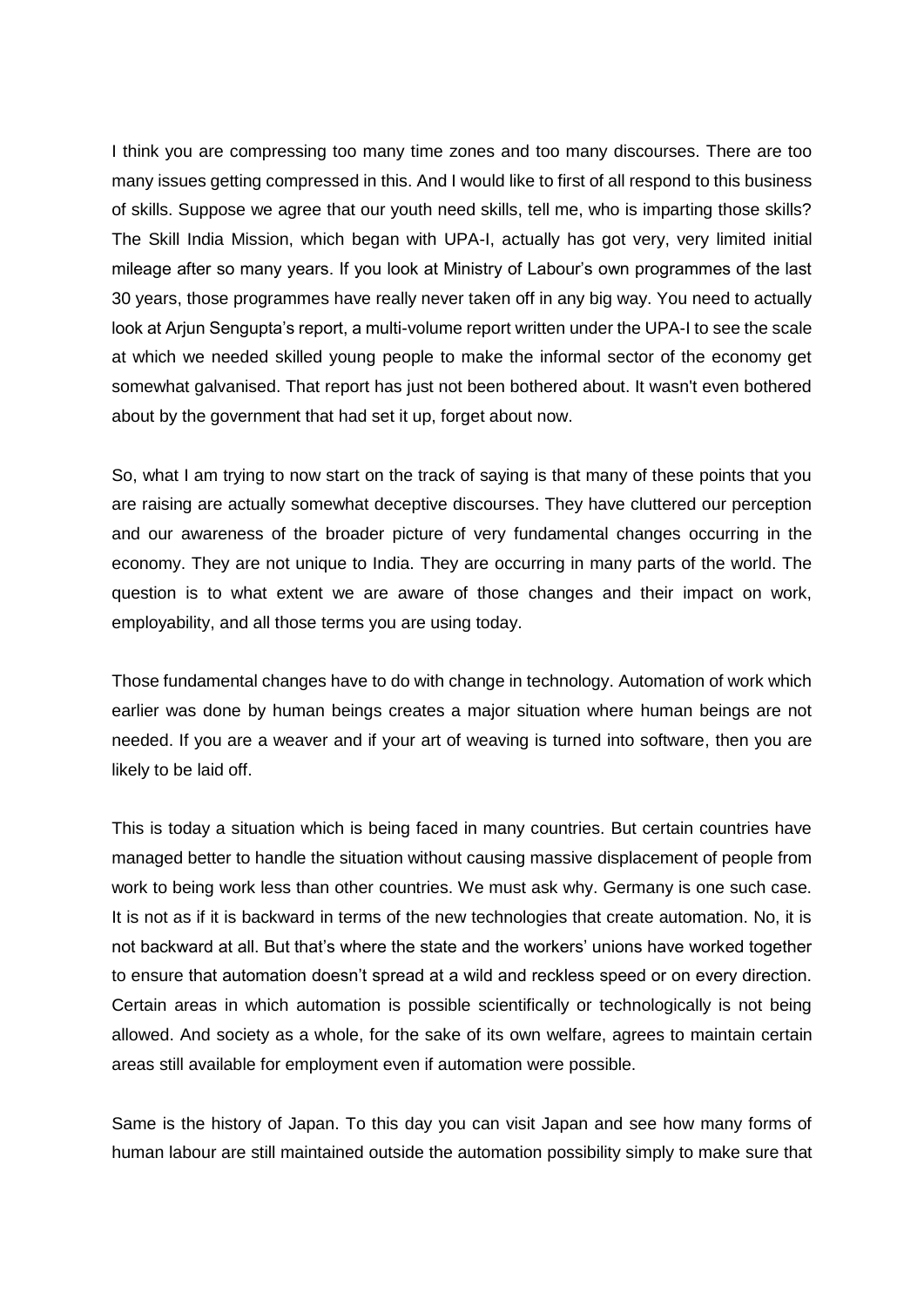I think you are compressing too many time zones and too many discourses. There are too many issues getting compressed in this. And I would like to first of all respond to this business of skills. Suppose we agree that our youth need skills, tell me, who is imparting those skills? The Skill India Mission, which began with UPA-I, actually has got very, very limited initial mileage after so many years. If you look at Ministry of Labour's own programmes of the last 30 years, those programmes have really never taken off in any big way. You need to actually look at Arjun Sengupta's report, a multi-volume report written under the UPA-I to see the scale at which we needed skilled young people to make the informal sector of the economy get somewhat galvanised. That report has just not been bothered about. It wasn't even bothered about by the government that had set it up, forget about now.

So, what I am trying to now start on the track of saying is that many of these points that you are raising are actually somewhat deceptive discourses. They have cluttered our perception and our awareness of the broader picture of very fundamental changes occurring in the economy. They are not unique to India. They are occurring in many parts of the world. The question is to what extent we are aware of those changes and their impact on work, employability, and all those terms you are using today.

Those fundamental changes have to do with change in technology. Automation of work which earlier was done by human beings creates a major situation where human beings are not needed. If you are a weaver and if your art of weaving is turned into software, then you are likely to be laid off.

This is today a situation which is being faced in many countries. But certain countries have managed better to handle the situation without causing massive displacement of people from work to being work less than other countries. We must ask why. Germany is one such case. It is not as if it is backward in terms of the new technologies that create automation. No, it is not backward at all. But that's where the state and the workers' unions have worked together to ensure that automation doesn't spread at a wild and reckless speed or on every direction. Certain areas in which automation is possible scientifically or technologically is not being allowed. And society as a whole, for the sake of its own welfare, agrees to maintain certain areas still available for employment even if automation were possible.

Same is the history of Japan. To this day you can visit Japan and see how many forms of human labour are still maintained outside the automation possibility simply to make sure that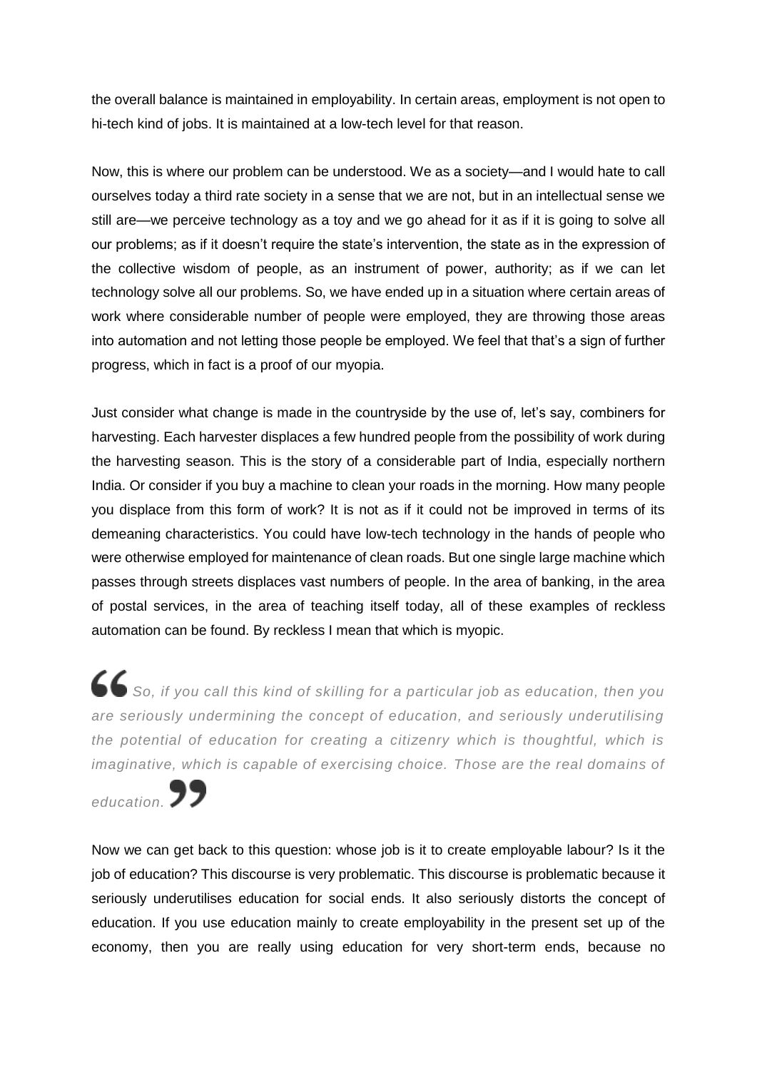the overall balance is maintained in employability. In certain areas, employment is not open to hi-tech kind of jobs. It is maintained at a low-tech level for that reason.

Now, this is where our problem can be understood. We as a society—and I would hate to call ourselves today a third rate society in a sense that we are not, but in an intellectual sense we still are—we perceive technology as a toy and we go ahead for it as if it is going to solve all our problems; as if it doesn't require the state's intervention, the state as in the expression of the collective wisdom of people, as an instrument of power, authority; as if we can let technology solve all our problems. So, we have ended up in a situation where certain areas of work where considerable number of people were employed, they are throwing those areas into automation and not letting those people be employed. We feel that that's a sign of further progress, which in fact is a proof of our myopia.

Just consider what change is made in the countryside by the use of, let's say, combiners for harvesting. Each harvester displaces a few hundred people from the possibility of work during the harvesting season. This is the story of a considerable part of India, especially northern India. Or consider if you buy a machine to clean your roads in the morning. How many people you displace from this form of work? It is not as if it could not be improved in terms of its demeaning characteristics. You could have low-tech technology in the hands of people who were otherwise employed for maintenance of clean roads. But one single large machine which passes through streets displaces vast numbers of people. In the area of banking, in the area of postal services, in the area of teaching itself today, all of these examples of reckless automation can be found. By reckless I mean that which is myopic.

> *So, if you call this kind of skilling for a particular job as education, then you are seriously undermining the concept of education, and seriously underutilising the potential of education for creating a citizenry which is thoughtful, which is imaginative, which is capable of exercising choice. Those are the real domains of education.*

Now we can get back to this question: whose job is it to create employable labour? Is it the job of education? This discourse is very problematic. This discourse is problematic because it seriously underutilises education for social ends. It also seriously distorts the concept of education. If you use education mainly to create employability in the present set up of the economy, then you are really using education for very short-term ends, because no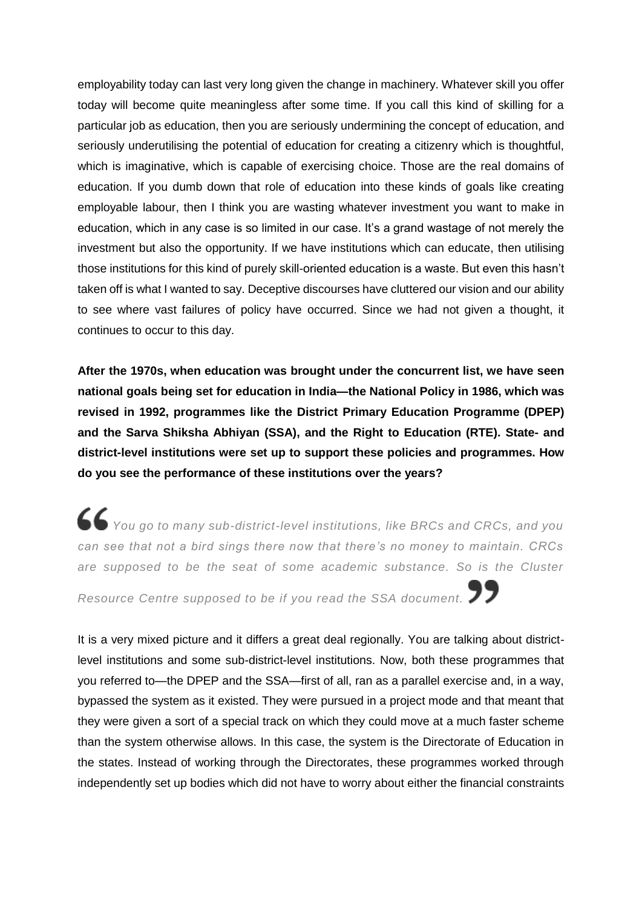employability today can last very long given the change in machinery. Whatever skill you offer today will become quite meaningless after some time. If you call this kind of skilling for a particular job as education, then you are seriously undermining the concept of education, and seriously underutilising the potential of education for creating a citizenry which is thoughtful, which is imaginative, which is capable of exercising choice. Those are the real domains of education. If you dumb down that role of education into these kinds of goals like creating employable labour, then I think you are wasting whatever investment you want to make in education, which in any case is so limited in our case. It's a grand wastage of not merely the investment but also the opportunity. If we have institutions which can educate, then utilising those institutions for this kind of purely skill-oriented education is a waste. But even this hasn't taken off is what I wanted to say. Deceptive discourses have cluttered our vision and our ability to see where vast failures of policy have occurred. Since we had not given a thought, it continues to occur to this day.

**After the 1970s, when education was brought under the concurrent list, we have seen national goals being set for education in India—the National Policy in 1986, which was revised in 1992, programmes like the District Primary Education Programme (DPEP) and the Sarva Shiksha Abhiyan (SSA), and the Right to Education (RTE). State- and district-level institutions were set up to support these policies and programmes. How do you see the performance of these institutions over the years?**

> *You go to many sub-district-level institutions, like BRCs and CRCs, and you can see that not a bird sings there now that there's no money to maintain. CRCs are supposed to be the seat of some academic substance. So is the Cluster Resource Centre supposed to be if you read the SSA document.*

It is a very mixed picture and it differs a great deal regionally. You are talking about district-level institutions and some sub-district-level institutions. Now, both these programmes that you referred to—the DPEP and the SSA—first of all, ran as a parallel exercise and, in a way, bypassed the system as it existed. They were pursued in a project mode and that meant that they were given a sort of a special track on which they could move at a much faster scheme than the system otherwise allows. In this case, the system is the Directorate of Education in the states. Instead of working through the Directorates, these programmes worked through independently set up bodies which did not have to worry about either the financial constraints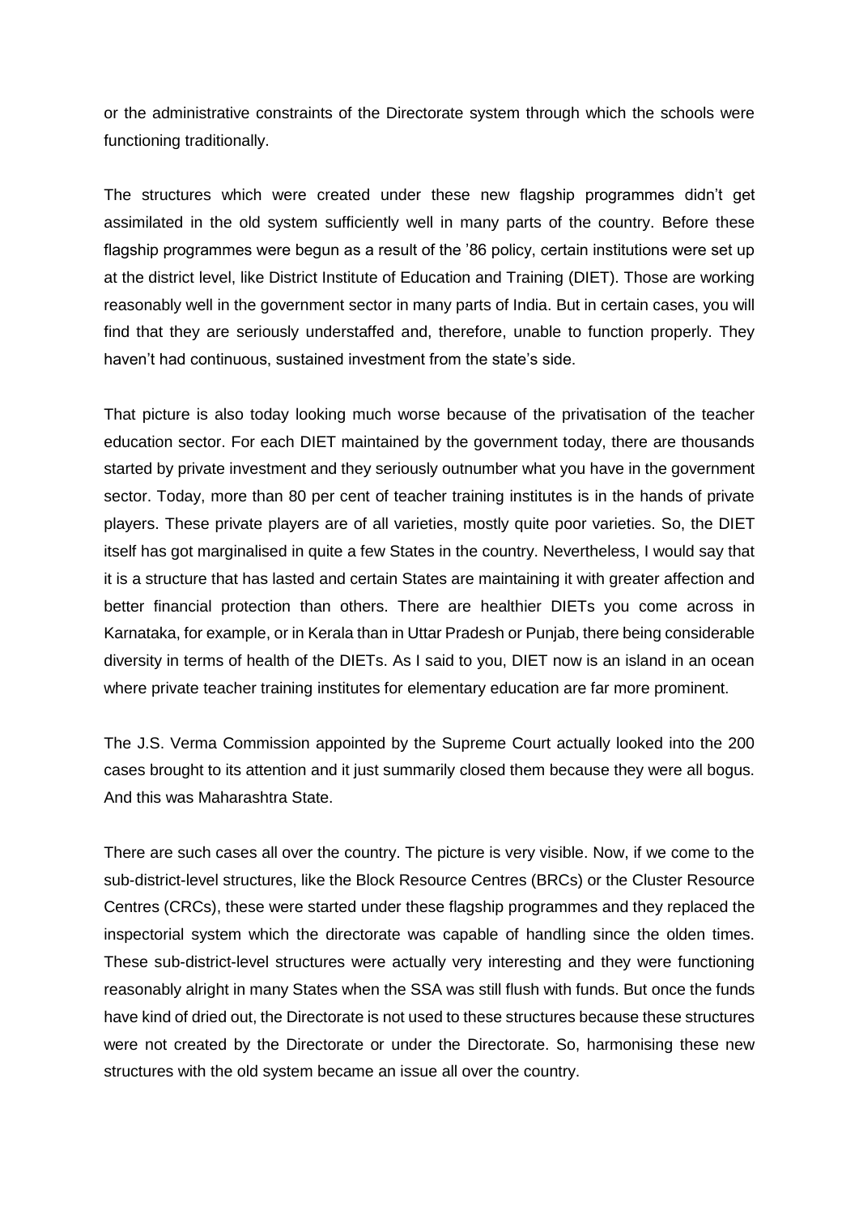or the administrative constraints of the Directorate system through which the schools were functioning traditionally.

The structures which were created under these new flagship programmes didn't get assimilated in the old system sufficiently well in many parts of the country. Before these flagship programmes were begun as a result of the '86 policy, certain institutions were set up at the district level, like District Institute of Education and Training (DIET). Those are working reasonably well in the government sector in many parts of India. But in certain cases, you will find that they are seriously understaffed and, therefore, unable to function properly. They haven't had continuous, sustained investment from the state's side.

That picture is also today looking much worse because of the privatisation of the teacher education sector. For each DIET maintained by the government today, there are thousands started by private investment and they seriously outnumber what you have in the government sector. Today, more than 80 per cent of teacher training institutes is in the hands of private players. These private players are of all varieties, mostly quite poor varieties. So, the DIET itself has got marginalised in quite a few States in the country. Nevertheless, I would say that it is a structure that has lasted and certain States are maintaining it with greater affection and better financial protection than others. There are healthier DIETs you come across in Karnataka, for example, or in Kerala than in Uttar Pradesh or Punjab, there being considerable diversity in terms of health of the DIETs. As I said to you, DIET now is an island in an ocean where private teacher training institutes for elementary education are far more prominent.

The J.S. Verma Commission appointed by the Supreme Court actually looked into the 200 cases brought to its attention and it just summarily closed them because they were all bogus. And this was Maharashtra State.

There are such cases all over the country. The picture is very visible. Now, if we come to the sub-district-level structures, like the Block Resource Centres (BRCs) or the Cluster Resource Centres (CRCs), these were started under these flagship programmes and they replaced the inspectorial system which the directorate was capable of handling since the olden times. These sub-district-level structures were actually very interesting and they were functioning reasonably alright in many States when the SSA was still flush with funds. But once the funds have kind of dried out, the Directorate is not used to these structures because these structures were not created by the Directorate or under the Directorate. So, harmonising these new structures with the old system became an issue all over the country.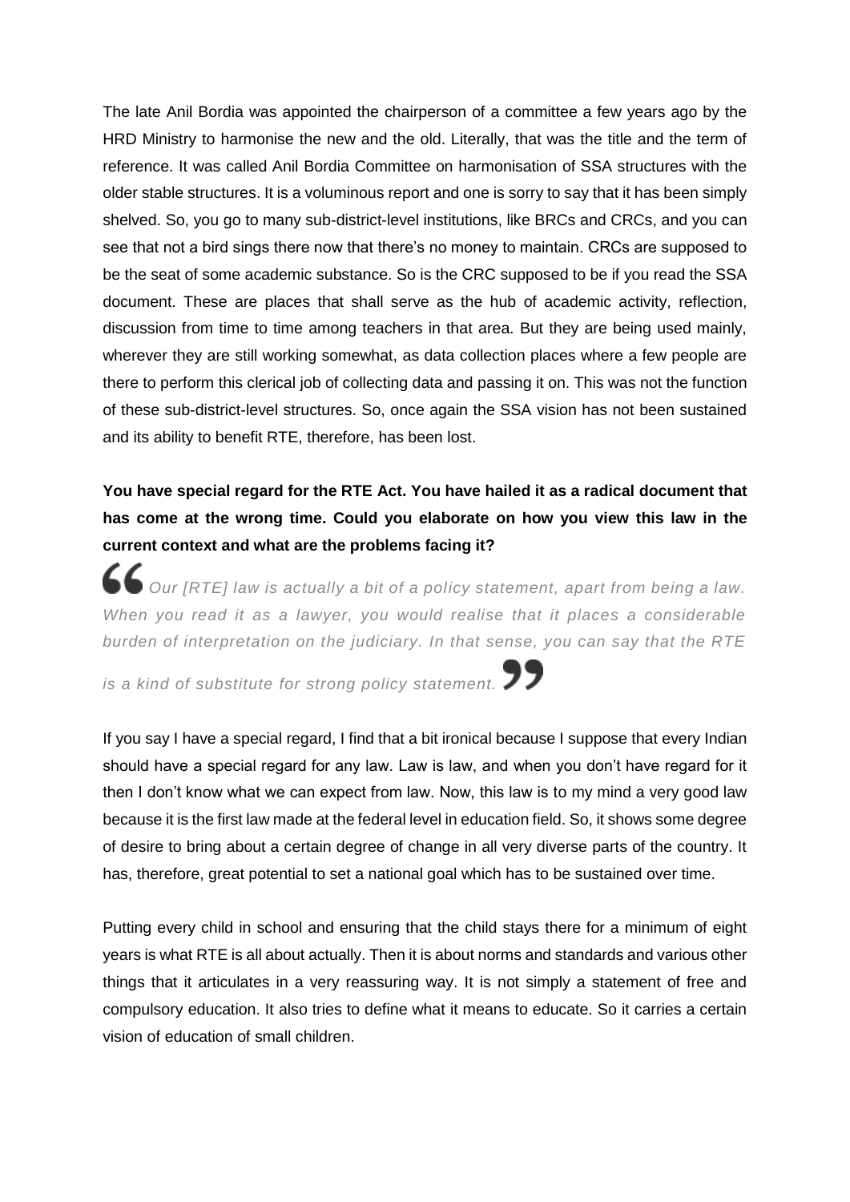The late Anil Bordia was appointed the chairperson of a committee a few years ago by the HRD Ministry to harmonise the new and the old. Literally, that was the title and the term of reference. It was called Anil Bordia Committee on harmonisation of SSA structures with the older stable structures. It is a voluminous report and one is sorry to say that it has been simply shelved. So, you go to many sub-district-level institutions, like BRCs and CRCs, and you can see that not a bird sings there now that there's no money to maintain. CRCs are supposed to be the seat of some academic substance. So is the CRC supposed to be if you read the SSA document. These are places that shall serve as the hub of academic activity, reflection, discussion from time to time among teachers in that area. But they are being used mainly, wherever they are still working somewhat, as data collection places where a few people are there to perform this clerical job of collecting data and passing it on. This was not the function of these sub-district-level structures. So, once again the SSA vision has not been sustained and its ability to benefit RTE, therefore, has been lost.

**You have special regard for the RTE Act. You have hailed it as a radical document that has come at the wrong time. Could you elaborate on how you view this law in the current context and what are the problems facing it?**

> *Our [RTE] law is actually a bit of a policy statement, apart from being a law. When you read it as a lawyer, you would realise that it places a considerable burden of interpretation on the judiciary. In that sense, you can say that the RTE is a kind of substitute for strong policy statement.*

If you say I have a special regard, I find that a bit ironical because I suppose that every Indian should have a special regard for any law. Law is law, and when you don't have regard for it then I don't know what we can expect from law. Now, this law is to my mind a very good law because it is the first law made at the federal level in education field. So, it shows some degree of desire to bring about a certain degree of change in all very diverse parts of the country. It has, therefore, great potential to set a national goal which has to be sustained over time.

Putting every child in school and ensuring that the child stays there for a minimum of eight years is what RTE is all about actually. Then it is about norms and standards and various other things that it articulates in a very reassuring way. It is not simply a statement of free and compulsory education. It also tries to define what it means to educate. So it carries a certain vision of education of small children.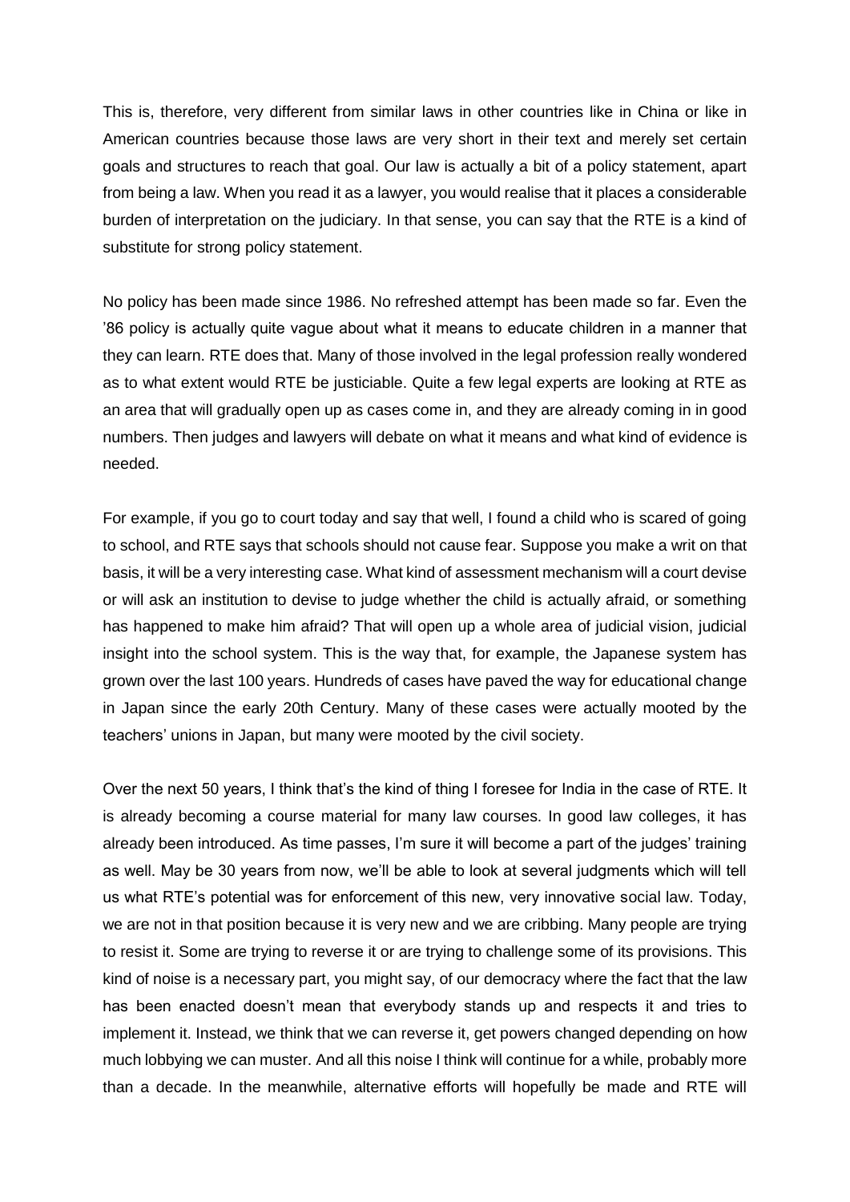This is, therefore, very different from similar laws in other countries like in China or like in American countries because those laws are very short in their text and merely set certain goals and structures to reach that goal. Our law is actually a bit of a policy statement, apart from being a law. When you read it as a lawyer, you would realise that it places a considerable burden of interpretation on the judiciary. In that sense, you can say that the RTE is a kind of substitute for strong policy statement.

No policy has been made since 1986. No refreshed attempt has been made so far. Even the '86 policy is actually quite vague about what it means to educate children in a manner that they can learn. RTE does that. Many of those involved in the legal profession really wondered as to what extent would RTE be justiciable. Quite a few legal experts are looking at RTE as an area that will gradually open up as cases come in, and they are already coming in in good numbers. Then judges and lawyers will debate on what it means and what kind of evidence is needed.

For example, if you go to court today and say that well, I found a child who is scared of going to school, and RTE says that schools should not cause fear. Suppose you make a writ on that basis, it will be a very interesting case. What kind of assessment mechanism will a court devise or will ask an institution to devise to judge whether the child is actually afraid, or something has happened to make him afraid? That will open up a whole area of judicial vision, judicial insight into the school system. This is the way that, for example, the Japanese system has grown over the last 100 years. Hundreds of cases have paved the way for educational change in Japan since the early 20th Century. Many of these cases were actually mooted by the teachers' unions in Japan, but many were mooted by the civil society.

Over the next 50 years, I think that's the kind of thing I foresee for India in the case of RTE. It is already becoming a course material for many law courses. In good law colleges, it has already been introduced. As time passes, I'm sure it will become a part of the judges' training as well. May be 30 years from now, we'll be able to look at several judgments which will tell us what RTE's potential was for enforcement of this new, very innovative social law. Today, we are not in that position because it is very new and we are cribbing. Many people are trying to resist it. Some are trying to reverse it or are trying to challenge some of its provisions. This kind of noise is a necessary part, you might say, of our democracy where the fact that the law has been enacted doesn't mean that everybody stands up and respects it and tries to implement it. Instead, we think that we can reverse it, get powers changed depending on how much lobbying we can muster. And all this noise I think will continue for a while, probably more than a decade. In the meanwhile, alternative efforts will hopefully be made and RTE will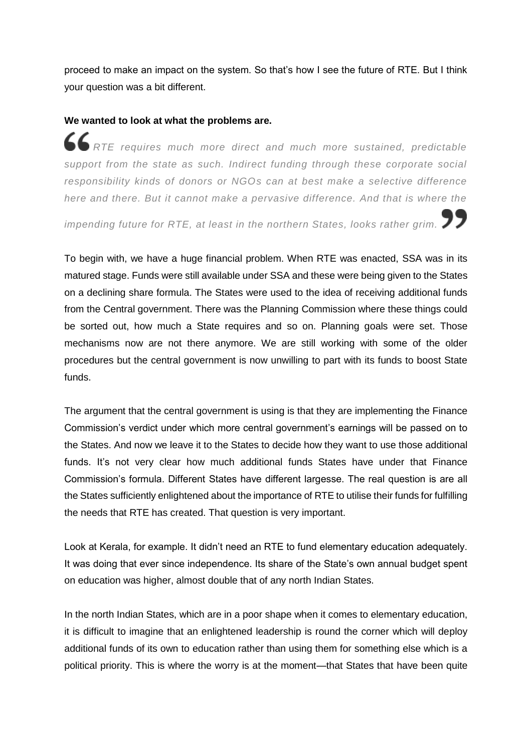proceed to make an impact on the system. So that's how I see the future of RTE. But I think your question was a bit different.

**We wanted to look at what the problems are.**

> *RTE requires much more direct and much more sustained, predictable support from the state as such. Indirect funding through these corporate social responsibility kinds of donors or NGOs can at best make a selective difference here and there. But it cannot make a pervasive difference. And that is where the impending future for RTE, at least in the northern States, looks rather grim.*

To begin with, we have a huge financial problem. When RTE was enacted, SSA was in its matured stage. Funds were still available under SSA and these were being given to the States on a declining share formula. The States were used to the idea of receiving additional funds from the Central government. There was the Planning Commission where these things could be sorted out, how much a State requires and so on. Planning goals were set. Those mechanisms now are not there anymore. We are still working with some of the older procedures but the central government is now unwilling to part with its funds to boost State funds.

The argument that the central government is using is that they are implementing the Finance Commission's verdict under which more central government's earnings will be passed on to the States. And now we leave it to the States to decide how they want to use those additional funds. It's not very clear how much additional funds States have under that Finance Commission's formula. Different States have different largesse. The real question is are all the States sufficiently enlightened about the importance of RTE to utilise their funds for fulfilling the needs that RTE has created. That question is very important.

Look at Kerala, for example. It didn't need an RTE to fund elementary education adequately. It was doing that ever since independence. Its share of the State's own annual budget spent on education was higher, almost double that of any north Indian States.

In the north Indian States, which are in a poor shape when it comes to elementary education, it is difficult to imagine that an enlightened leadership is round the corner which will deploy additional funds of its own to education rather than using them for something else which is a political priority. This is where the worry is at the moment—that States that have been quite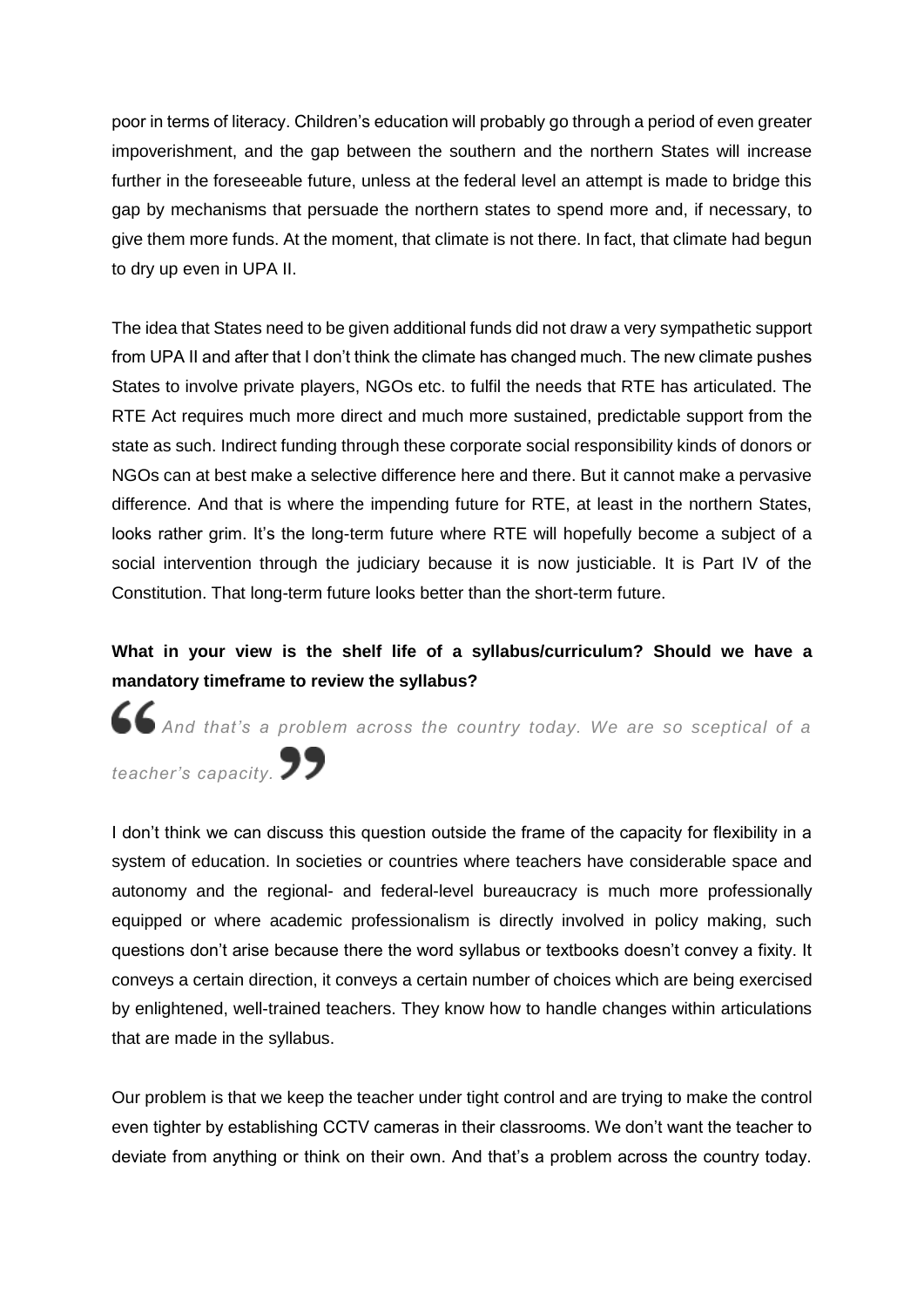poor in terms of literacy. Children's education will probably go through a period of even greater impoverishment, and the gap between the southern and the northern States will increase further in the foreseeable future, unless at the federal level an attempt is made to bridge this gap by mechanisms that persuade the northern states to spend more and, if necessary, to give them more funds. At the moment, that climate is not there. In fact, that climate had begun to dry up even in UPA II.

The idea that States need to be given additional funds did not draw a very sympathetic support from UPA II and after that I don't think the climate has changed much. The new climate pushes States to involve private players, NGOs etc. to fulfil the needs that RTE has articulated. The RTE Act requires much more direct and much more sustained, predictable support from the state as such. Indirect funding through these corporate social responsibility kinds of donors or NGOs can at best make a selective difference here and there. But it cannot make a pervasive difference. And that is where the impending future for RTE, at least in the northern States, looks rather grim. It's the long-term future where RTE will hopefully become a subject of a social intervention through the judiciary because it is now justiciable. It is Part IV of the Constitution. That long-term future looks better than the short-term future.

**What in your view is the shelf life of a syllabus/curriculum? Should we have a mandatory timeframe to review the syllabus?**

> *And that's a problem across the country today. We are so sceptical of a teacher's capacity.*

I don't think we can discuss this question outside the frame of the capacity for flexibility in a system of education. In societies or countries where teachers have considerable space and autonomy and the regional- and federal-level bureaucracy is much more professionally equipped or where academic professionalism is directly involved in policy making, such questions don't arise because there the word syllabus or textbooks doesn't convey a fixity. It conveys a certain direction, it conveys a certain number of choices which are being exercised by enlightened, well-trained teachers. They know how to handle changes within articulations that are made in the syllabus.

Our problem is that we keep the teacher under tight control and are trying to make the control even tighter by establishing CCTV cameras in their classrooms. We don't want the teacher to deviate from anything or think on their own. And that's a problem across the country today.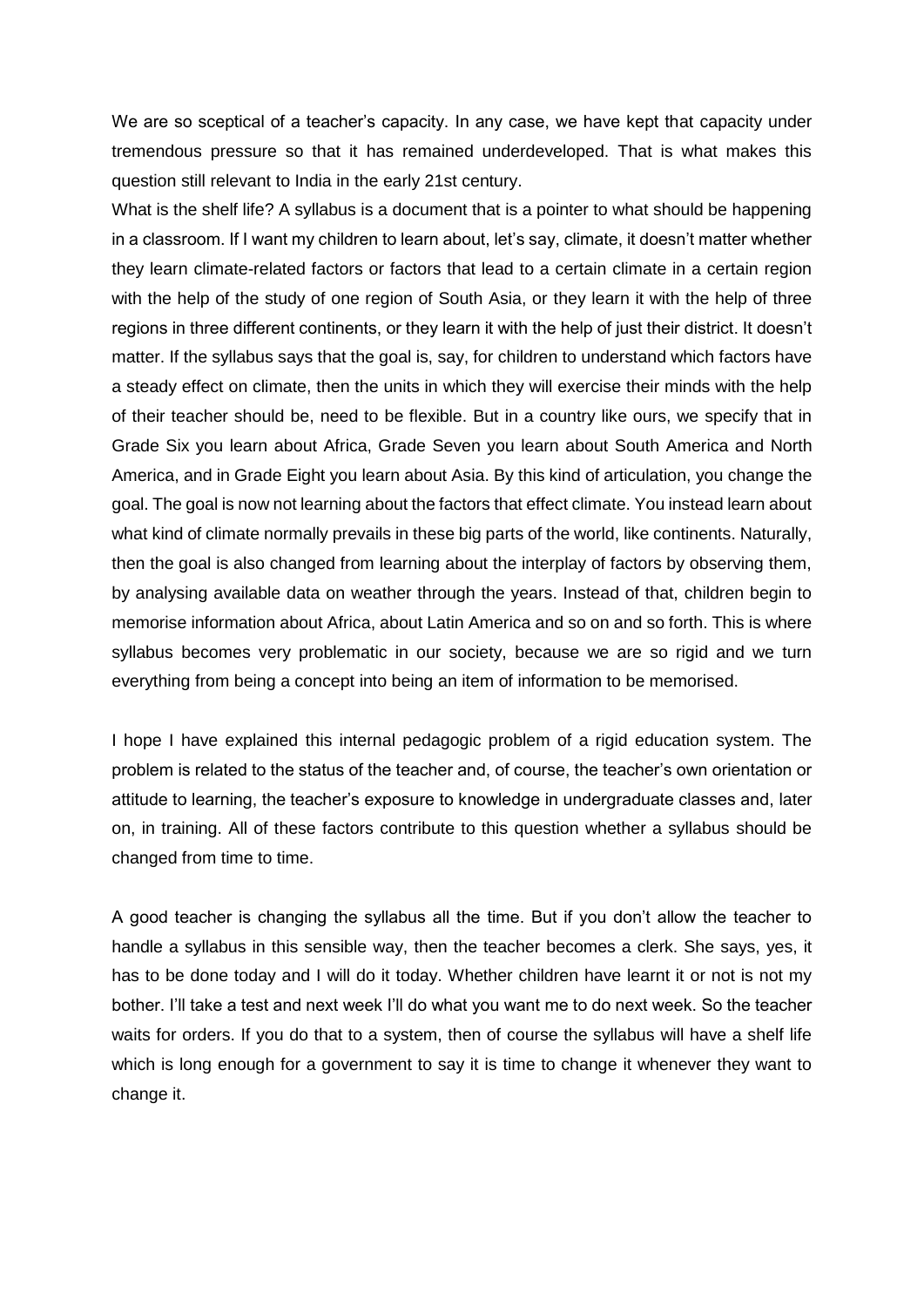We are so sceptical of a teacher's capacity. In any case, we have kept that capacity under tremendous pressure so that it has remained underdeveloped. That is what makes this question still relevant to India in the early 21st century.

What is the shelf life? A syllabus is a document that is a pointer to what should be happening in a classroom. If I want my children to learn about, let's say, climate, it doesn't matter whether they learn climate-related factors or factors that lead to a certain climate in a certain region with the help of the study of one region of South Asia, or they learn it with the help of three regions in three different continents, or they learn it with the help of just their district. It doesn't matter. If the syllabus says that the goal is, say, for children to understand which factors have a steady effect on climate, then the units in which they will exercise their minds with the help of their teacher should be, need to be flexible. But in a country like ours, we specify that in Grade Six you learn about Africa, Grade Seven you learn about South America and North America, and in Grade Eight you learn about Asia. By this kind of articulation, you change the goal. The goal is now not learning about the factors that effect climate. You instead learn about what kind of climate normally prevails in these big parts of the world, like continents. Naturally, then the goal is also changed from learning about the interplay of factors by observing them, by analysing available data on weather through the years. Instead of that, children begin to memorise information about Africa, about Latin America and so on and so forth. This is where syllabus becomes very problematic in our society, because we are so rigid and we turn everything from being a concept into being an item of information to be memorised.

I hope I have explained this internal pedagogic problem of a rigid education system. The problem is related to the status of the teacher and, of course, the teacher's own orientation or attitude to learning, the teacher's exposure to knowledge in undergraduate classes and, later on, in training. All of these factors contribute to this question whether a syllabus should be changed from time to time.

A good teacher is changing the syllabus all the time. But if you don't allow the teacher to handle a syllabus in this sensible way, then the teacher becomes a clerk. She says, yes, it has to be done today and I will do it today. Whether children have learnt it or not is not my bother. I'll take a test and next week I'll do what you want me to do next week. So the teacher waits for orders. If you do that to a system, then of course the syllabus will have a shelf life which is long enough for a government to say it is time to change it whenever they want to change it.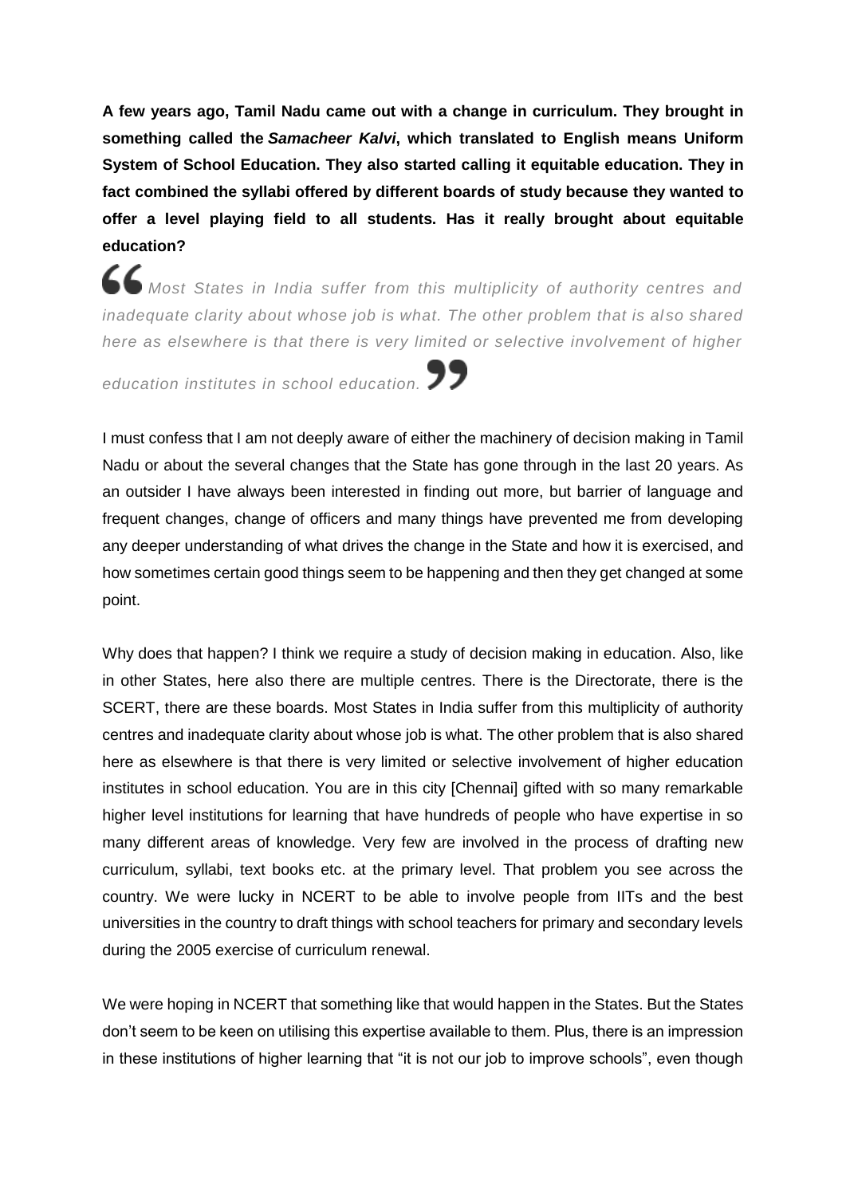**A few years ago, Tamil Nadu came out with a change in curriculum. They brought in something called the *Samacheer Kalvi*, which translated to English means Uniform System of School Education. They also started calling it equitable education. They in fact combined the syllabi offered by different boards of study because they wanted to offer a level playing field to all students. Has it really brought about equitable education?**

> *Most States in India suffer from this multiplicity of authority centres and inadequate clarity about whose job is what. The other problem that is also shared here as elsewhere is that there is very limited or selective involvement of higher education institutes in school education.*

I must confess that I am not deeply aware of either the machinery of decision making in Tamil Nadu or about the several changes that the State has gone through in the last 20 years. As an outsider I have always been interested in finding out more, but barrier of language and frequent changes, change of officers and many things have prevented me from developing any deeper understanding of what drives the change in the State and how it is exercised, and how sometimes certain good things seem to be happening and then they get changed at some point.

Why does that happen? I think we require a study of decision making in education. Also, like in other States, here also there are multiple centres. There is the Directorate, there is the SCERT, there are these boards. Most States in India suffer from this multiplicity of authority centres and inadequate clarity about whose job is what. The other problem that is also shared here as elsewhere is that there is very limited or selective involvement of higher education institutes in school education. You are in this city [Chennai] gifted with so many remarkable higher level institutions for learning that have hundreds of people who have expertise in so many different areas of knowledge. Very few are involved in the process of drafting new curriculum, syllabi, text books etc. at the primary level. That problem you see across the country. We were lucky in NCERT to be able to involve people from IITs and the best universities in the country to draft things with school teachers for primary and secondary levels during the 2005 exercise of curriculum renewal.

We were hoping in NCERT that something like that would happen in the States. But the States don't seem to be keen on utilising this expertise available to them. Plus, there is an impression in these institutions of higher learning that "it is not our job to improve schools", even though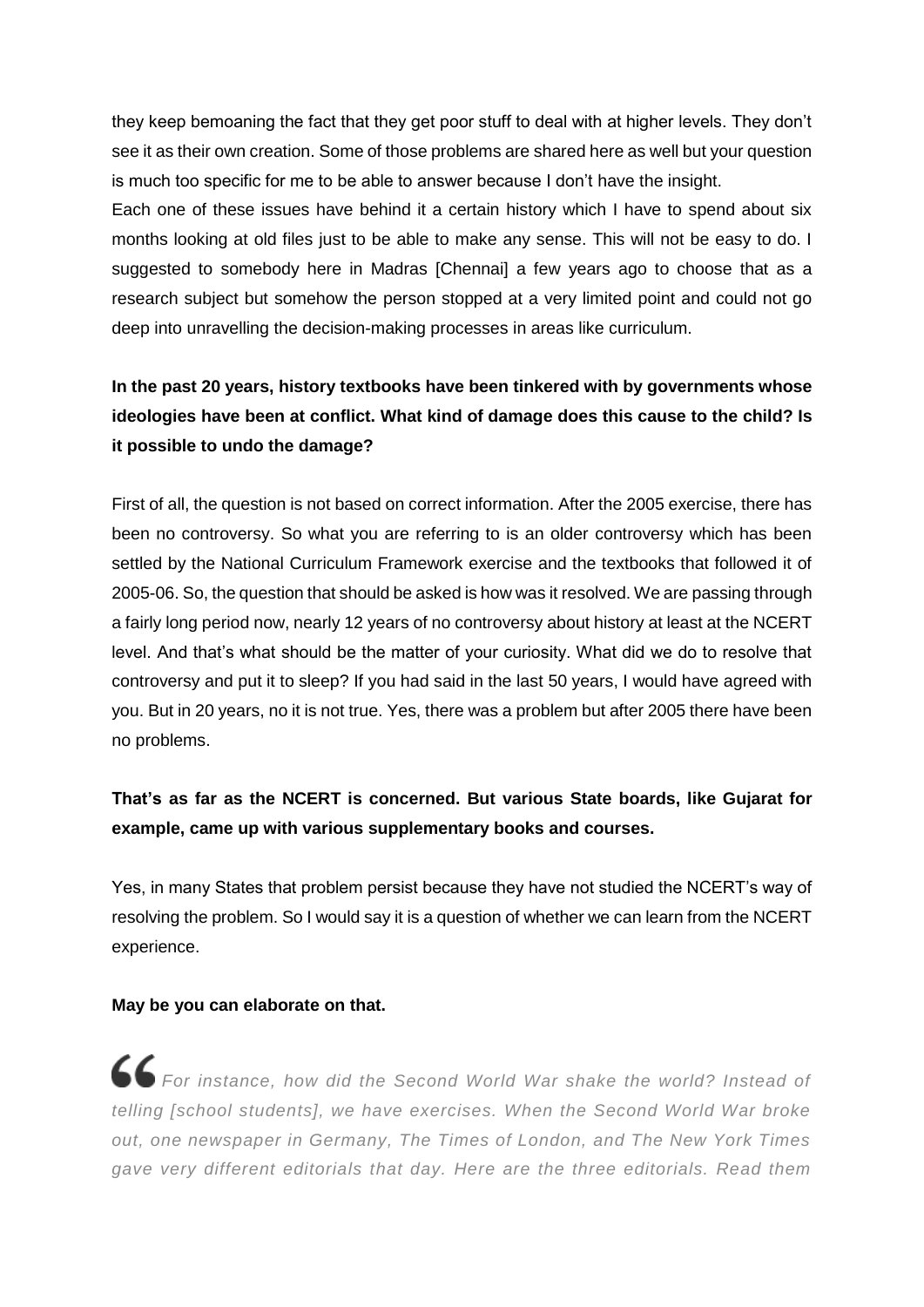they keep bemoaning the fact that they get poor stuff to deal with at higher levels. They don't see it as their own creation. Some of those problems are shared here as well but your question is much too specific for me to be able to answer because I don't have the insight.

Each one of these issues have behind it a certain history which I have to spend about six months looking at old files just to be able to make any sense. This will not be easy to do. I suggested to somebody here in Madras [Chennai] a few years ago to choose that as a research subject but somehow the person stopped at a very limited point and could not go deep into unravelling the decision-making processes in areas like curriculum.

**In the past 20 years, history textbooks have been tinkered with by governments whose ideologies have been at conflict. What kind of damage does this cause to the child? Is it possible to undo the damage?**

First of all, the question is not based on correct information. After the 2005 exercise, there has been no controversy. So what you are referring to is an older controversy which has been settled by the National Curriculum Framework exercise and the textbooks that followed it of 2005-06. So, the question that should be asked is how was it resolved. We are passing through a fairly long period now, nearly 12 years of no controversy about history at least at the NCERT level. And that's what should be the matter of your curiosity. What did we do to resolve that controversy and put it to sleep? If you had said in the last 50 years, I would have agreed with you. But in 20 years, no it is not true. Yes, there was a problem but after 2005 there have been no problems.

**That's as far as the NCERT is concerned. But various State boards, like Gujarat for example, came up with various supplementary books and courses.**

Yes, in many States that problem persist because they have not studied the NCERT's way of resolving the problem. So I would say it is a question of whether we can learn from the NCERT experience.

**May be you can elaborate on that.**

> “*For instance, how did the Second World War shake the world? Instead of telling [school students], we have exercises. When the Second World War broke out, one newspaper in Germany, The Times of London, and The New York Times gave very different editorials that day. Here are the three editorials. Read them*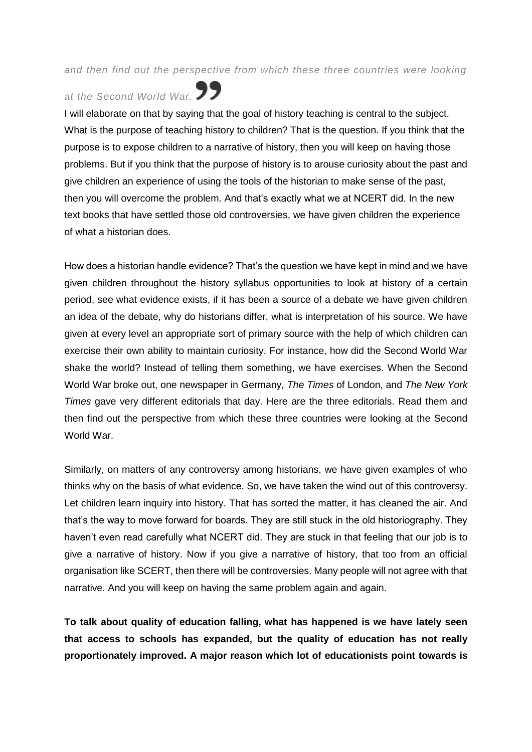*and then find out the perspective from which these three countries were looking at the Second World War.* ”

I will elaborate on that by saying that the goal of history teaching is central to the subject. What is the purpose of teaching history to children? That is the question. If you think that the purpose is to expose children to a narrative of history, then you will keep on having those problems. But if you think that the purpose of history is to arouse curiosity about the past and give children an experience of using the tools of the historian to make sense of the past, then you will overcome the problem. And that's exactly what we at NCERT did. In the new text books that have settled those old controversies, we have given children the experience of what a historian does.

How does a historian handle evidence? That's the question we have kept in mind and we have given children throughout the history syllabus opportunities to look at history of a certain period, see what evidence exists, if it has been a source of a debate we have given children an idea of the debate, why do historians differ, what is interpretation of his source. We have given at every level an appropriate sort of primary source with the help of which children can exercise their own ability to maintain curiosity. For instance, how did the Second World War shake the world? Instead of telling them something, we have exercises. When the Second World War broke out, one newspaper in Germany, *The Times* of London, and *The New York Times* gave very different editorials that day. Here are the three editorials. Read them and then find out the perspective from which these three countries were looking at the Second World War.

Similarly, on matters of any controversy among historians, we have given examples of who thinks why on the basis of what evidence. So, we have taken the wind out of this controversy. Let children learn inquiry into history. That has sorted the matter, it has cleaned the air. And that's the way to move forward for boards. They are still stuck in the old historiography. They haven't even read carefully what NCERT did. They are stuck in that feeling that our job is to give a narrative of history. Now if you give a narrative of history, that too from an official organisation like SCERT, then there will be controversies. Many people will not agree with that narrative. And you will keep on having the same problem again and again.

**To talk about quality of education falling, what has happened is we have lately seen that access to schools has expanded, but the quality of education has not really proportionately improved. A major reason which lot of educationists point towards is**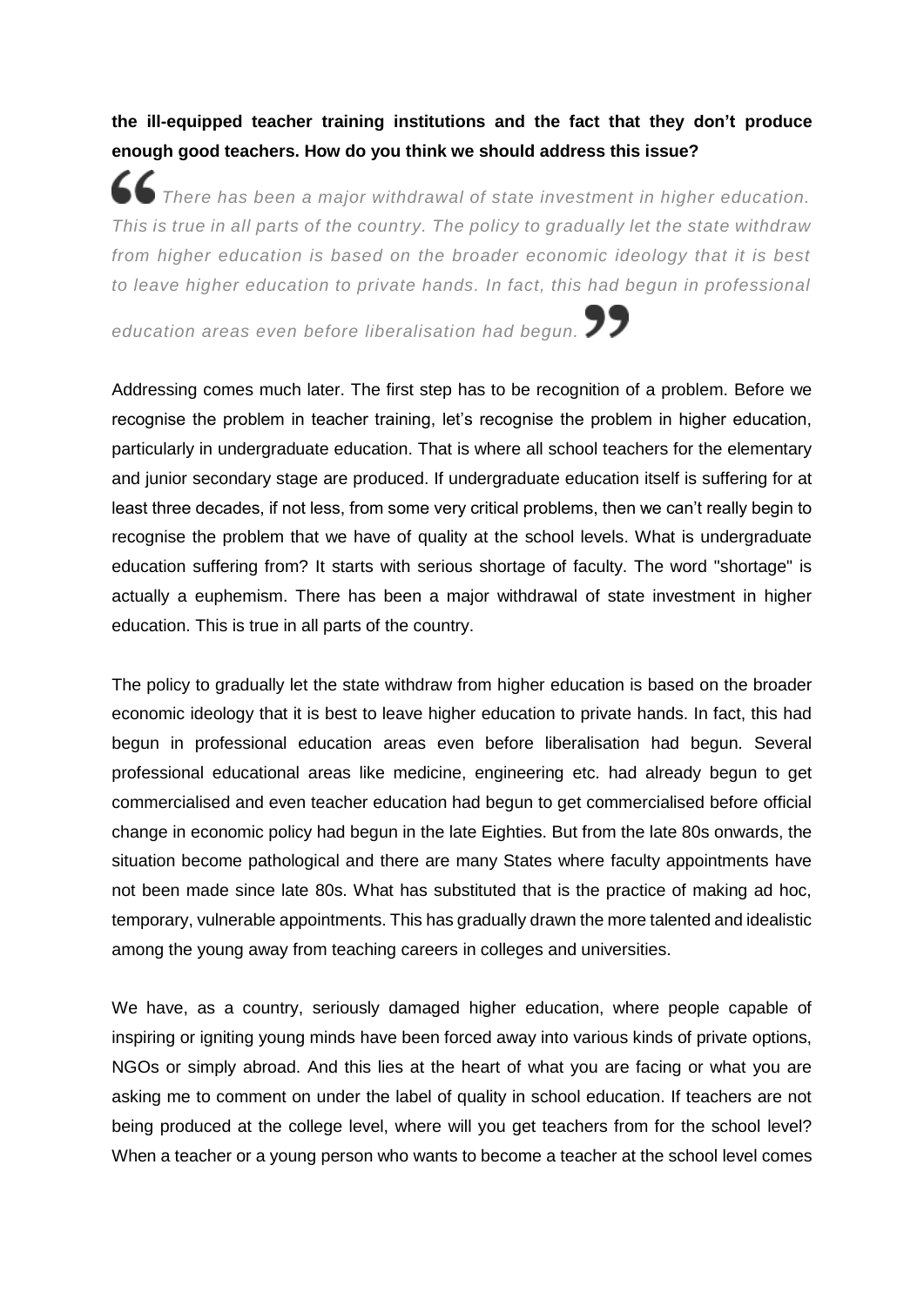**the ill-equipped teacher training institutions and the fact that they don't produce enough good teachers. How do you think we should address this issue?**

> *There has been a major withdrawal of state investment in higher education. This is true in all parts of the country. The policy to gradually let the state withdraw from higher education is based on the broader economic ideology that it is best to leave higher education to private hands. In fact, this had begun in professional education areas even before liberalisation had begun.*

Addressing comes much later. The first step has to be recognition of a problem. Before we recognise the problem in teacher training, let's recognise the problem in higher education, particularly in undergraduate education. That is where all school teachers for the elementary and junior secondary stage are produced. If undergraduate education itself is suffering for at least three decades, if not less, from some very critical problems, then we can't really begin to recognise the problem that we have of quality at the school levels. What is undergraduate education suffering from? It starts with serious shortage of faculty. The word "shortage" is actually a euphemism. There has been a major withdrawal of state investment in higher education. This is true in all parts of the country.

The policy to gradually let the state withdraw from higher education is based on the broader economic ideology that it is best to leave higher education to private hands. In fact, this had begun in professional education areas even before liberalisation had begun. Several professional educational areas like medicine, engineering etc. had already begun to get commercialised and even teacher education had begun to get commercialised before official change in economic policy had begun in the late Eighties. But from the late 80s onwards, the situation become pathological and there are many States where faculty appointments have not been made since late 80s. What has substituted that is the practice of making ad hoc, temporary, vulnerable appointments. This has gradually drawn the more talented and idealistic among the young away from teaching careers in colleges and universities.

We have, as a country, seriously damaged higher education, where people capable of inspiring or igniting young minds have been forced away into various kinds of private options, NGOs or simply abroad. And this lies at the heart of what you are facing or what you are asking me to comment on under the label of quality in school education. If teachers are not being produced at the college level, where will you get teachers from for the school level? When a teacher or a young person who wants to become a teacher at the school level comes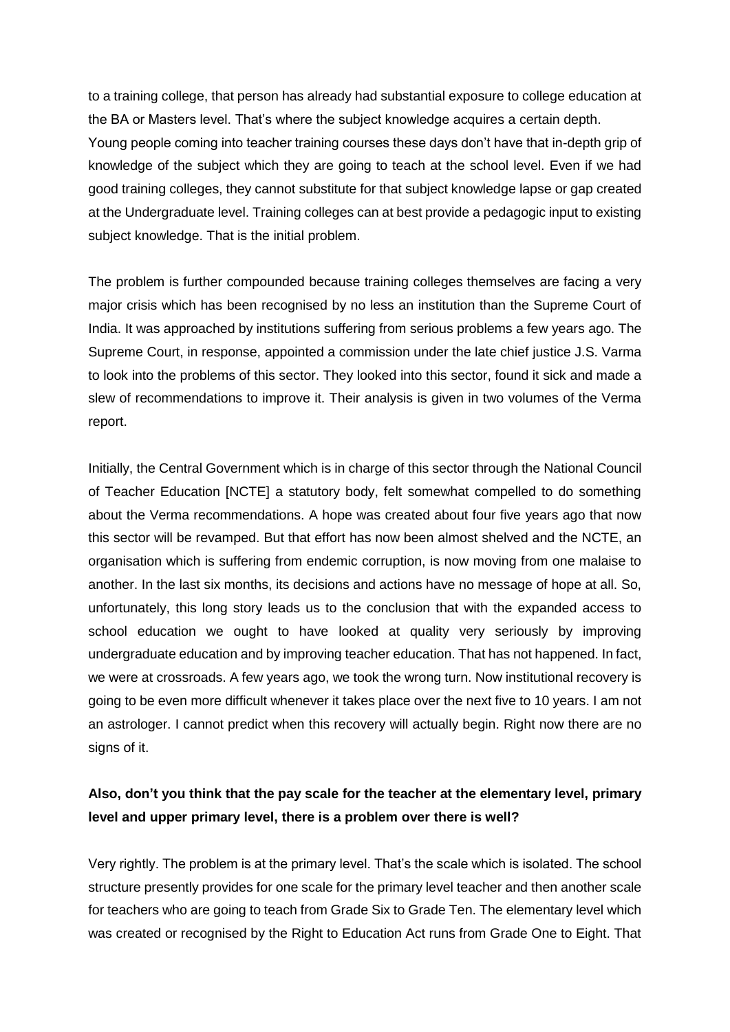to a training college, that person has already had substantial exposure to college education at the BA or Masters level. That's where the subject knowledge acquires a certain depth. Young people coming into teacher training courses these days don't have that in-depth grip of knowledge of the subject which they are going to teach at the school level. Even if we had good training colleges, they cannot substitute for that subject knowledge lapse or gap created at the Undergraduate level. Training colleges can at best provide a pedagogic input to existing subject knowledge. That is the initial problem.

The problem is further compounded because training colleges themselves are facing a very major crisis which has been recognised by no less an institution than the Supreme Court of India. It was approached by institutions suffering from serious problems a few years ago. The Supreme Court, in response, appointed a commission under the late chief justice J.S. Varma to look into the problems of this sector. They looked into this sector, found it sick and made a slew of recommendations to improve it. Their analysis is given in two volumes of the Verma report.

Initially, the Central Government which is in charge of this sector through the National Council of Teacher Education [NCTE] a statutory body, felt somewhat compelled to do something about the Verma recommendations. A hope was created about four five years ago that now this sector will be revamped. But that effort has now been almost shelved and the NCTE, an organisation which is suffering from endemic corruption, is now moving from one malaise to another. In the last six months, its decisions and actions have no message of hope at all. So, unfortunately, this long story leads us to the conclusion that with the expanded access to school education we ought to have looked at quality very seriously by improving undergraduate education and by improving teacher education. That has not happened. In fact, we were at crossroads. A few years ago, we took the wrong turn. Now institutional recovery is going to be even more difficult whenever it takes place over the next five to 10 years. I am not an astrologer. I cannot predict when this recovery will actually begin. Right now there are no signs of it.

**Also, don't you think that the pay scale for the teacher at the elementary level, primary level and upper primary level, there is a problem over there is well?**

Very rightly. The problem is at the primary level. That's the scale which is isolated. The school structure presently provides for one scale for the primary level teacher and then another scale for teachers who are going to teach from Grade Six to Grade Ten. The elementary level which was created or recognised by the Right to Education Act runs from Grade One to Eight. That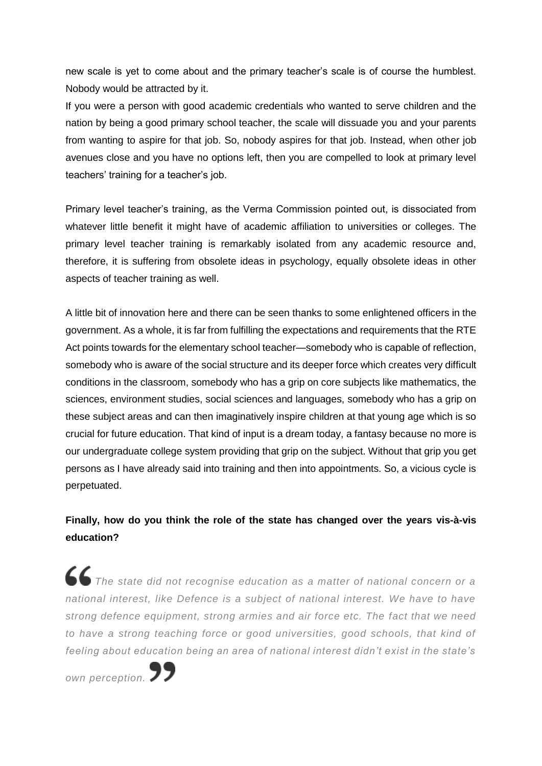new scale is yet to come about and the primary teacher's scale is of course the humblest. Nobody would be attracted by it.

If you were a person with good academic credentials who wanted to serve children and the nation by being a good primary school teacher, the scale will dissuade you and your parents from wanting to aspire for that job. So, nobody aspires for that job. Instead, when other job avenues close and you have no options left, then you are compelled to look at primary level teachers' training for a teacher's job.

Primary level teacher's training, as the Verma Commission pointed out, is dissociated from whatever little benefit it might have of academic affiliation to universities or colleges. The primary level teacher training is remarkably isolated from any academic resource and, therefore, it is suffering from obsolete ideas in psychology, equally obsolete ideas in other aspects of teacher training as well.

A little bit of innovation here and there can be seen thanks to some enlightened officers in the government. As a whole, it is far from fulfilling the expectations and requirements that the RTE Act points towards for the elementary school teacher—somebody who is capable of reflection, somebody who is aware of the social structure and its deeper force which creates very difficult conditions in the classroom, somebody who has a grip on core subjects like mathematics, the sciences, environment studies, social sciences and languages, somebody who has a grip on these subject areas and can then imaginatively inspire children at that young age which is so crucial for future education. That kind of input is a dream today, a fantasy because no more is our undergraduate college system providing that grip on the subject. Without that grip you get persons as I have already said into training and then into appointments. So, a vicious cycle is perpetuated.

**Finally, how do you think the role of the state has changed over the years vis-à-vis education?**

> *The state did not recognise education as a matter of national concern or a national interest, like Defence is a subject of national interest. We have to have strong defence equipment, strong armies and air force etc. The fact that we need to have a strong teaching force or good universities, good schools, that kind of feeling about education being an area of national interest didn't exist in the state's own perception.*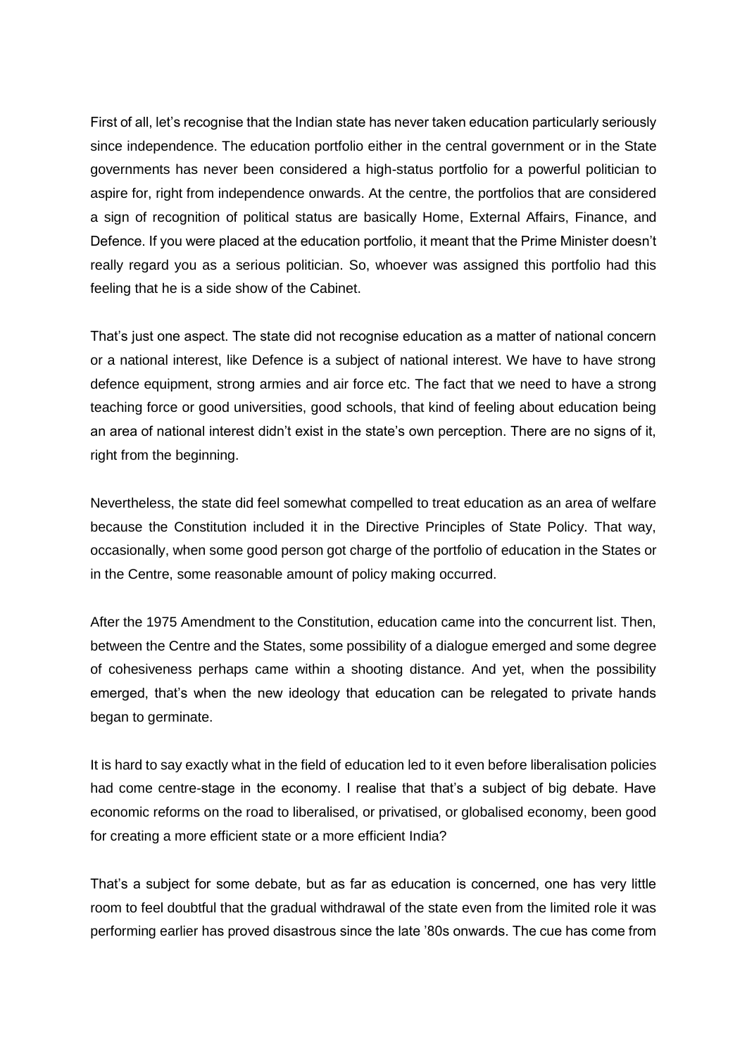First of all, let's recognise that the Indian state has never taken education particularly seriously since independence. The education portfolio either in the central government or in the State governments has never been considered a high-status portfolio for a powerful politician to aspire for, right from independence onwards. At the centre, the portfolios that are considered a sign of recognition of political status are basically Home, External Affairs, Finance, and Defence. If you were placed at the education portfolio, it meant that the Prime Minister doesn't really regard you as a serious politician. So, whoever was assigned this portfolio had this feeling that he is a side show of the Cabinet.

That's just one aspect. The state did not recognise education as a matter of national concern or a national interest, like Defence is a subject of national interest. We have to have strong defence equipment, strong armies and air force etc. The fact that we need to have a strong teaching force or good universities, good schools, that kind of feeling about education being an area of national interest didn't exist in the state's own perception. There are no signs of it, right from the beginning.

Nevertheless, the state did feel somewhat compelled to treat education as an area of welfare because the Constitution included it in the Directive Principles of State Policy. That way, occasionally, when some good person got charge of the portfolio of education in the States or in the Centre, some reasonable amount of policy making occurred.

After the 1975 Amendment to the Constitution, education came into the concurrent list. Then, between the Centre and the States, some possibility of a dialogue emerged and some degree of cohesiveness perhaps came within a shooting distance. And yet, when the possibility emerged, that's when the new ideology that education can be relegated to private hands began to germinate.

It is hard to say exactly what in the field of education led to it even before liberalisation policies had come centre-stage in the economy. I realise that that's a subject of big debate. Have economic reforms on the road to liberalised, or privatised, or globalised economy, been good for creating a more efficient state or a more efficient India?

That's a subject for some debate, but as far as education is concerned, one has very little room to feel doubtful that the gradual withdrawal of the state even from the limited role it was performing earlier has proved disastrous since the late '80s onwards. The cue has come from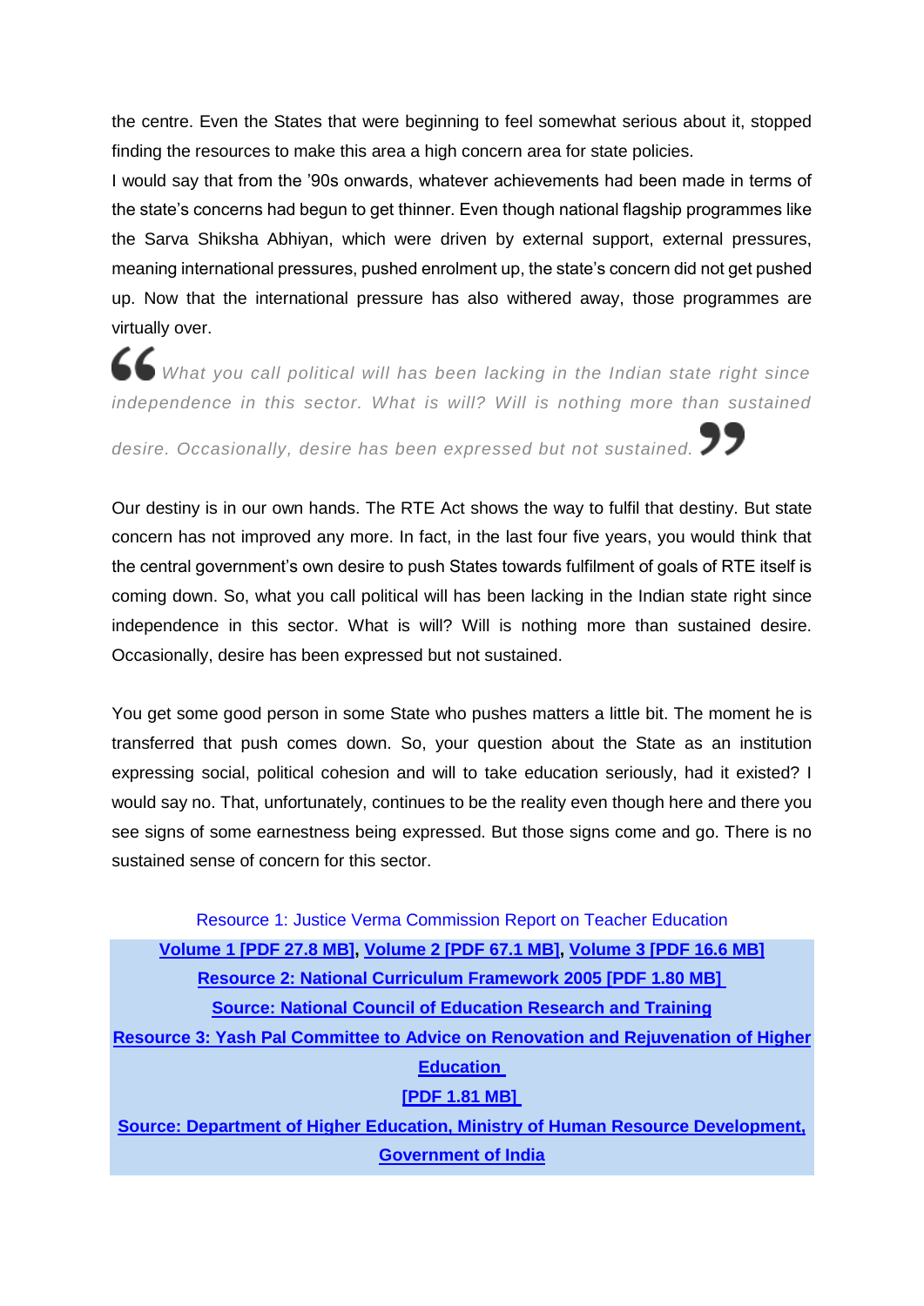the centre. Even the States that were beginning to feel somewhat serious about it, stopped finding the resources to make this area a high concern area for state policies.

I would say that from the '90s onwards, whatever achievements had been made in terms of the state's concerns had begun to get thinner. Even though national flagship programmes like the Sarva Shiksha Abhiyan, which were driven by external support, external pressures, meaning international pressures, pushed enrolment up, the state's concern did not get pushed up. Now that the international pressure has also withered away, those programmes are virtually over.

> *"What you call political will has been lacking in the Indian state right since independence in this sector. What is will? Will is nothing more than sustained desire. Occasionally, desire has been expressed but not sustained."*

Our destiny is in our own hands. The RTE Act shows the way to fulfil that destiny. But state concern has not improved any more. In fact, in the last four five years, you would think that the central government's own desire to push States towards fulfilment of goals of RTE itself is coming down. So, what you call political will has been lacking in the Indian state right since independence in this sector. What is will? Will is nothing more than sustained desire. Occasionally, desire has been expressed but not sustained.

You get some good person in some State who pushes matters a little bit. The moment he is transferred that push comes down. So, your question about the State as an institution expressing social, political cohesion and will to take education seriously, had it existed? I would say no. That, unfortunately, continues to be the reality even though here and there you see signs of some earnestness being expressed. But those signs come and go. There is no sustained sense of concern for this sector.

Resource 1: Justice Verma Commission Report on Teacher Education

**Volume 1 [PDF 27.8 MB], Volume 2 [PDF 67.1 MB], Volume 3 [PDF 16.6 MB]**

**Resource 2: National Curriculum Framework 2005 [PDF 1.80 MB]**

**Source: National Council of Education Research and Training**

**Resource 3: Yash Pal Committee to Advice on Renovation and Rejuvenation of Higher Education**

**[PDF 1.81 MB]**

**Source: Department of Higher Education, Ministry of Human Resource Development, Government of India**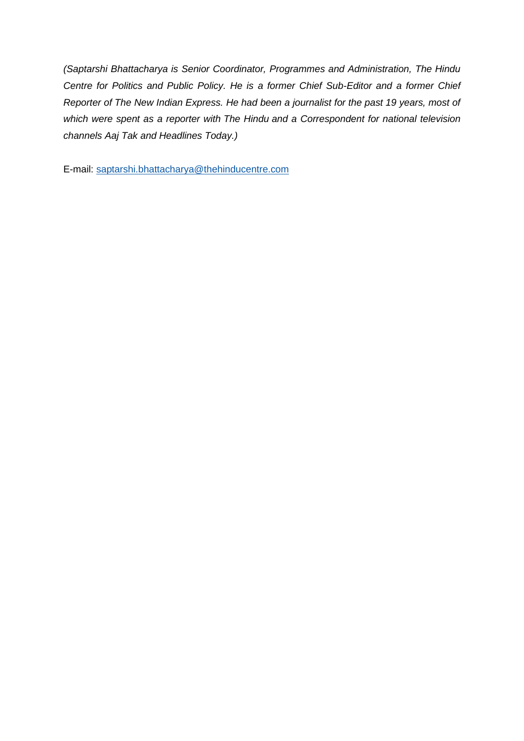*(Saptarshi Bhattacharya is Senior Coordinator, Programmes and Administration, The Hindu Centre for Politics and Public Policy. He is a former Chief Sub-Editor and a former Chief Reporter of The New Indian Express. He had been a journalist for the past 19 years, most of which were spent as a reporter with The Hindu and a Correspondent for national television channels Aaj Tak and Headlines Today.)*

E-mail: saptarshi.bhattacharya@thehinducentre.com